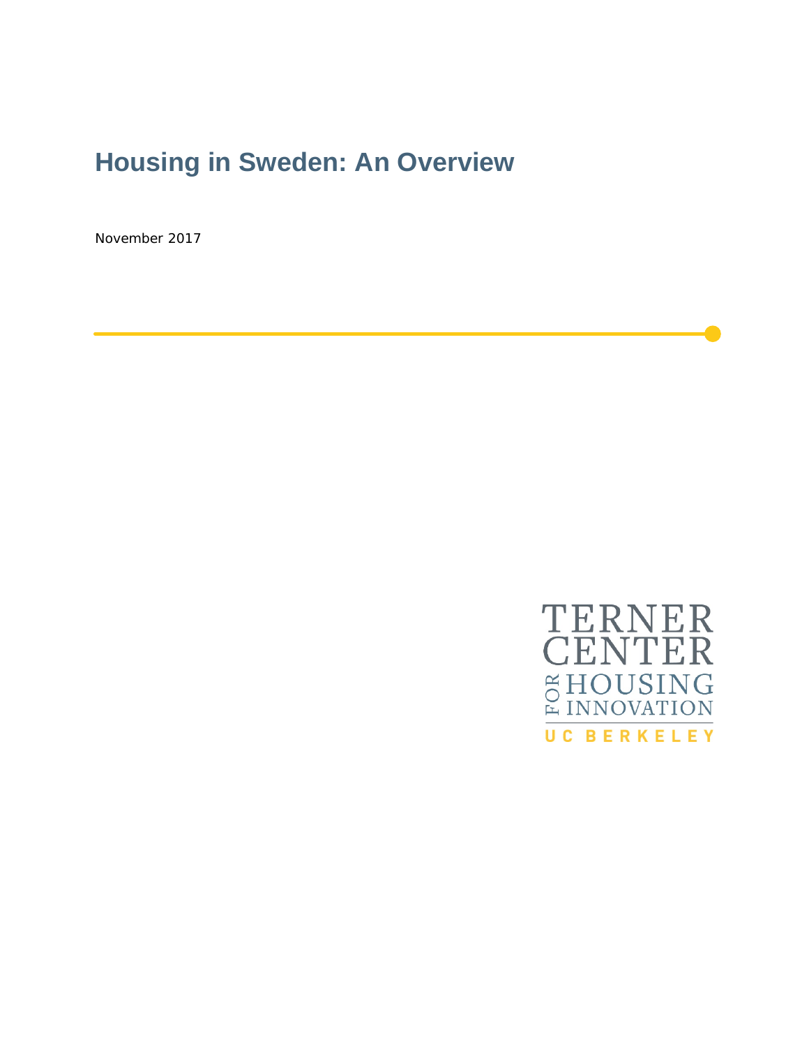# Housing in Sweden: An Overview

November 2017

TERNER CENTER FOR HOUSING INNOVATION

UC BERKELEY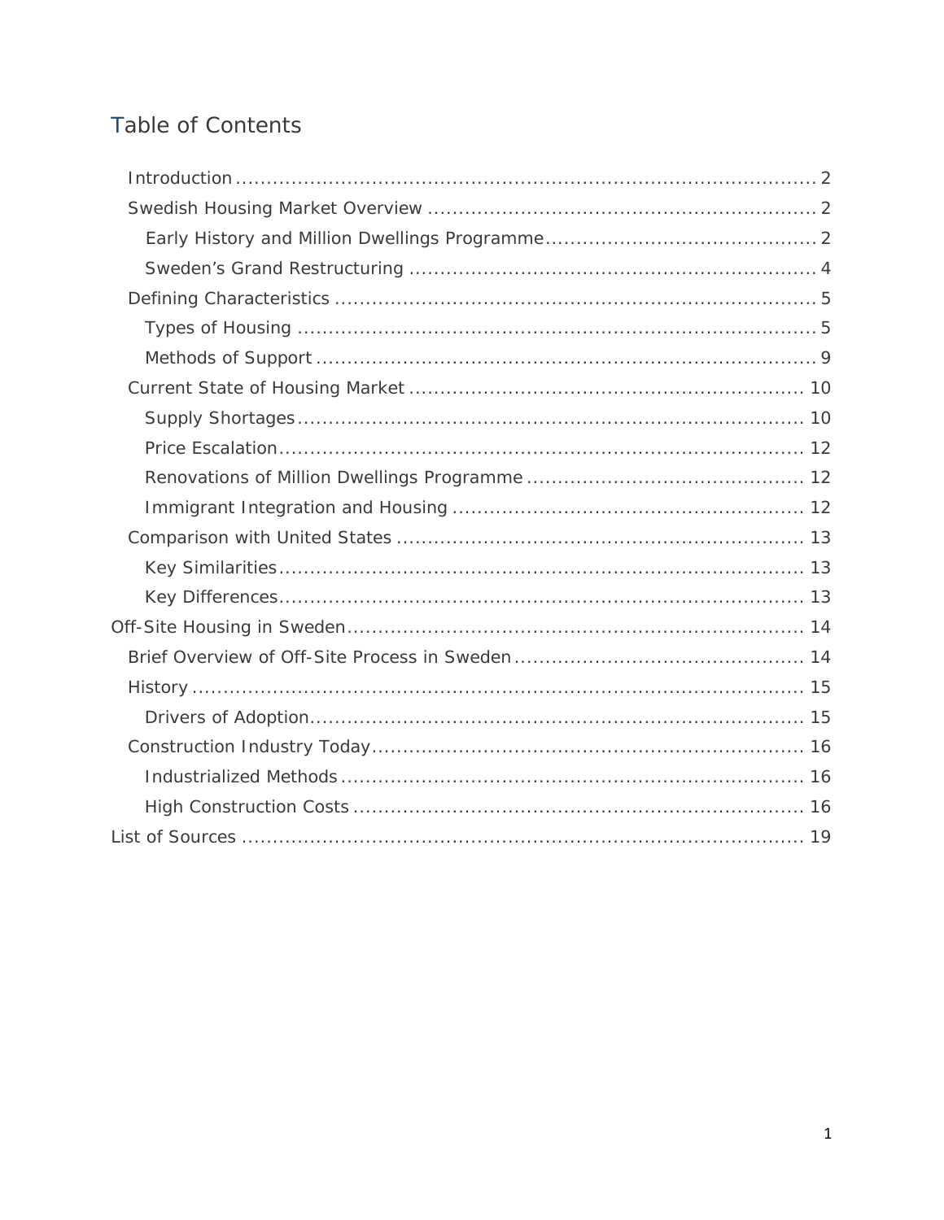# Table of Contents

- Introduction ..... 2
- Swedish Housing Market Overview ..... 2
  - Early History and Million Dwellings Programme ..... 2
  - Sweden's Grand Restructuring ..... 4
- Defining Characteristics ..... 5
  - Types of Housing ..... 5
  - Methods of Support ..... 9
- Current State of Housing Market ..... 10
  - Supply Shortages ..... 10
  - Price Escalation ..... 12
  - Renovations of Million Dwellings Programme ..... 12
  - Immigrant Integration and Housing ..... 12
- Comparison with United States ..... 13
  - Key Similarities ..... 13
  - Key Differences ..... 13

Off-Site Housing in Sweden ..... 14

- Brief Overview of Off-Site Process in Sweden ..... 14
- History ..... 15
  - Drivers of Adoption ..... 15
- Construction Industry Today ..... 16
  - Industrialized Methods ..... 16
  - High Construction Costs ..... 16

List of Sources ..... 19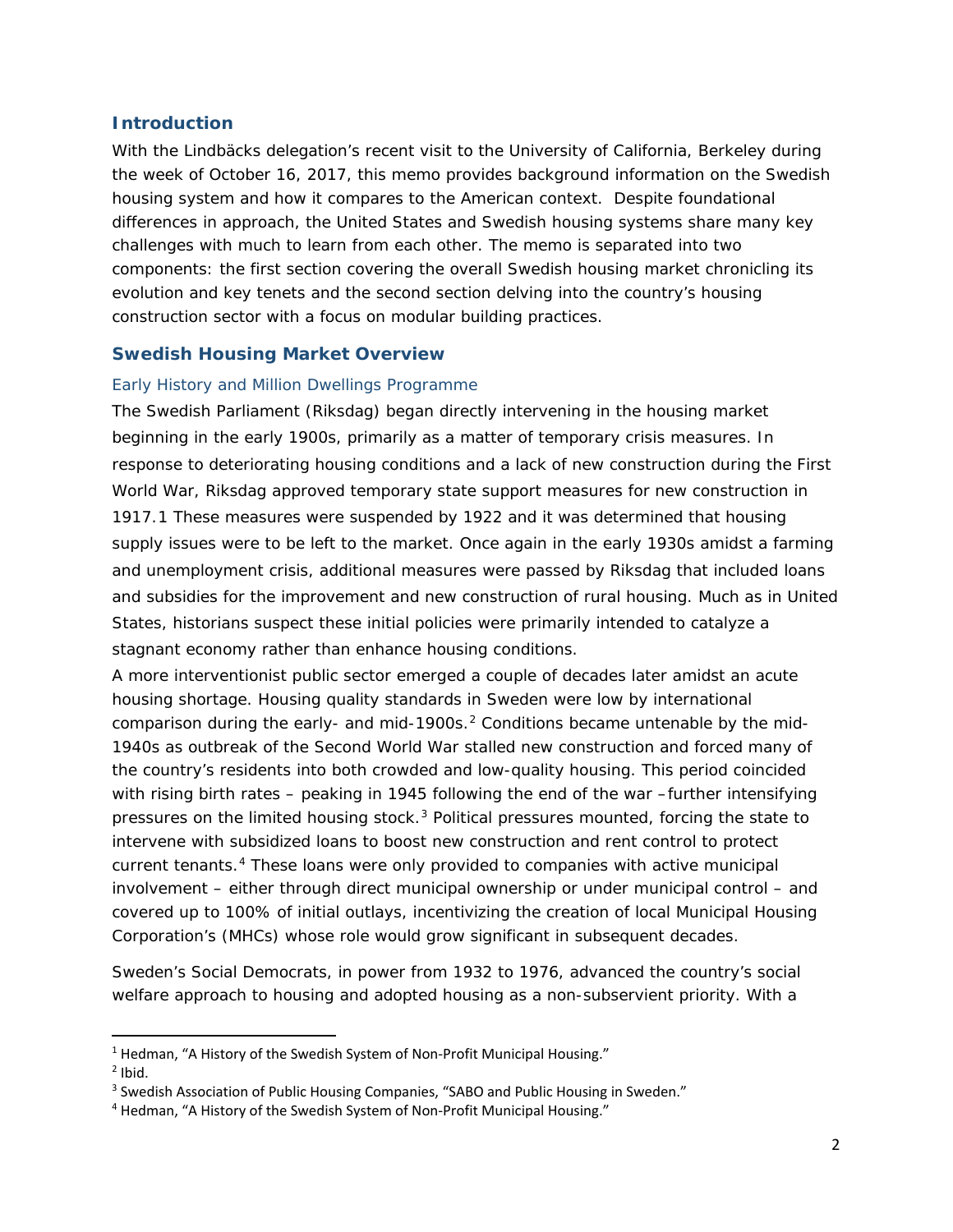## Introduction

With the Lindbäcks delegation's recent visit to the University of California, Berkeley during the week of October 16, 2017, this memo provides background information on the Swedish housing system and how it compares to the American context. Despite foundational differences in approach, the United States and Swedish housing systems share many key challenges with much to learn from each other. The memo is separated into two components: the first section covering the overall Swedish housing market chronicling its evolution and key tenets and the second section delving into the country's housing construction sector with a focus on modular building practices.

## Swedish Housing Market Overview

### Early History and Million Dwellings Programme

The Swedish Parliament (Riksdag) began directly intervening in the housing market beginning in the early 1900s, primarily as a matter of temporary crisis measures. In response to deteriorating housing conditions and a lack of new construction during the First World War, Riksdag approved temporary state support measures for new construction in 1917.1 These measures were suspended by 1922 and it was determined that housing supply issues were to be left to the market. Once again in the early 1930s amidst a farming and unemployment crisis, additional measures were passed by Riksdag that included loans and subsidies for the improvement and new construction of rural housing. Much as in United States, historians suspect these initial policies were primarily intended to catalyze a stagnant economy rather than enhance housing conditions.

A more interventionist public sector emerged a couple of decades later amidst an acute housing shortage. Housing quality standards in Sweden were low by international comparison during the early- and mid-1900s.[2] Conditions became untenable by the mid-1940s as outbreak of the Second World War stalled new construction and forced many of the country's residents into both crowded and low-quality housing. This period coincided with rising birth rates – peaking in 1945 following the end of the war –further intensifying pressures on the limited housing stock.[3] Political pressures mounted, forcing the state to intervene with subsidized loans to boost new construction and rent control to protect current tenants.[4] These loans were only provided to companies with active municipal involvement – either through direct municipal ownership or under municipal control – and covered up to 100% of initial outlays, incentivizing the creation of local Municipal Housing Corporation's (MHCs) whose role would grow significant in subsequent decades.

Sweden's Social Democrats, in power from 1932 to 1976, advanced the country's social welfare approach to housing and adopted housing as a non-subservient priority. With a

---

[1] Hedman, "A History of the Swedish System of Non-Profit Municipal Housing."

[2] Ibid.

[3] Swedish Association of Public Housing Companies, "SABO and Public Housing in Sweden."

[4] Hedman, "A History of the Swedish System of Non-Profit Municipal Housing."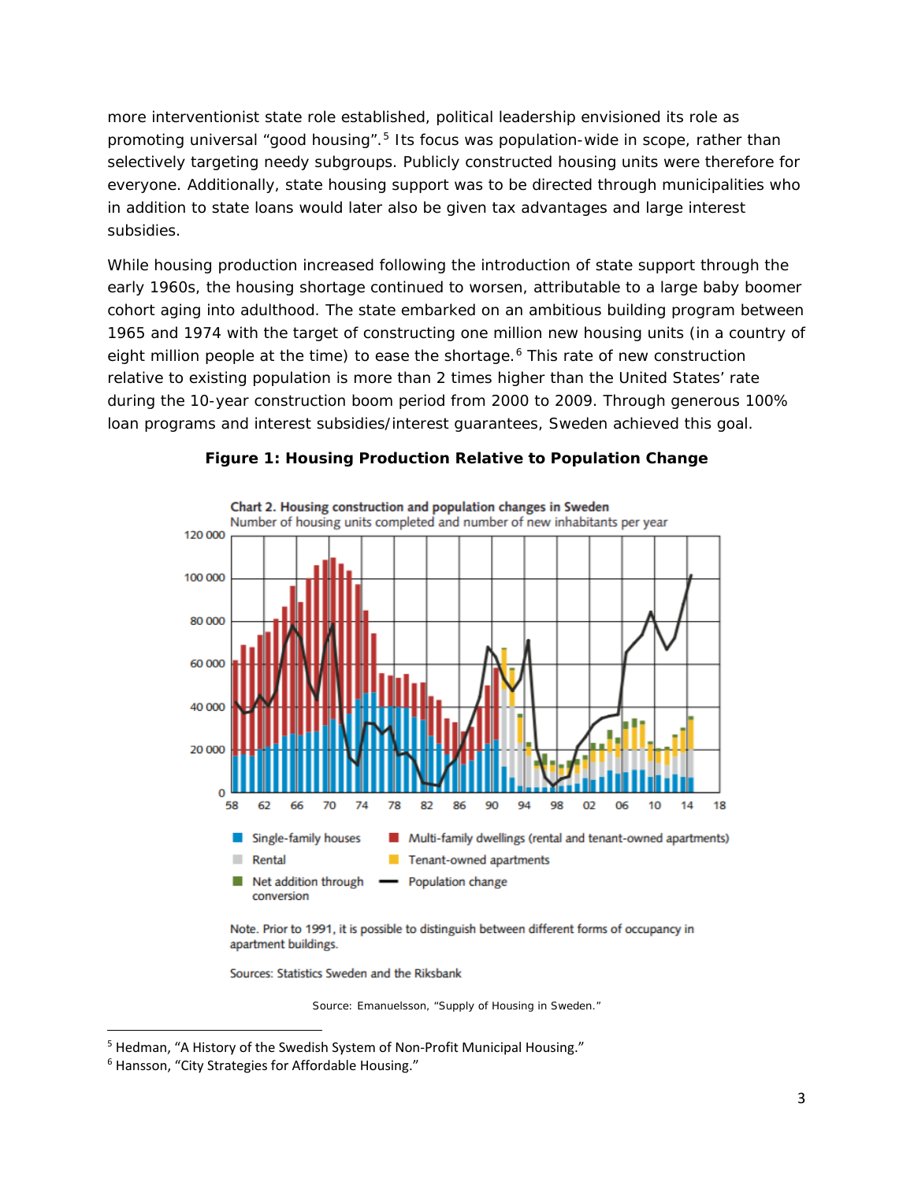more interventionist state role established, political leadership envisioned its role as promoting universal "good housing".[5] Its focus was population-wide in scope, rather than selectively targeting needy subgroups. Publicly constructed housing units were therefore for everyone. Additionally, state housing support was to be directed through municipalities who in addition to state loans would later also be given tax advantages and large interest subsidies.

While housing production increased following the introduction of state support through the early 1960s, the housing shortage continued to worsen, attributable to a large baby boomer cohort aging into adulthood. The state embarked on an ambitious building program between 1965 and 1974 with the target of constructing one million new housing units (in a country of eight million people at the time) to ease the shortage.[6] This rate of new construction relative to existing population is more than 2 times higher than the United States' rate during the 10-year construction boom period from 2000 to 2009. Through generous 100% loan programs and interest subsidies/interest guarantees, Sweden achieved this goal.

**Figure 1: Housing Production Relative to Population Change**

Chart 2. Housing construction and population changes in Sweden
Number of housing units completed and number of new inhabitants per year

Note. Prior to 1991, it is possible to distinguish between different forms of occupancy in apartment buildings.

Sources: Statistics Sweden and the Riksbank

Source: Emanuelsson, "Supply of Housing in Sweden."

[5] Hedman, "A History of the Swedish System of Non-Profit Municipal Housing."

[6] Hansson, "City Strategies for Affordable Housing."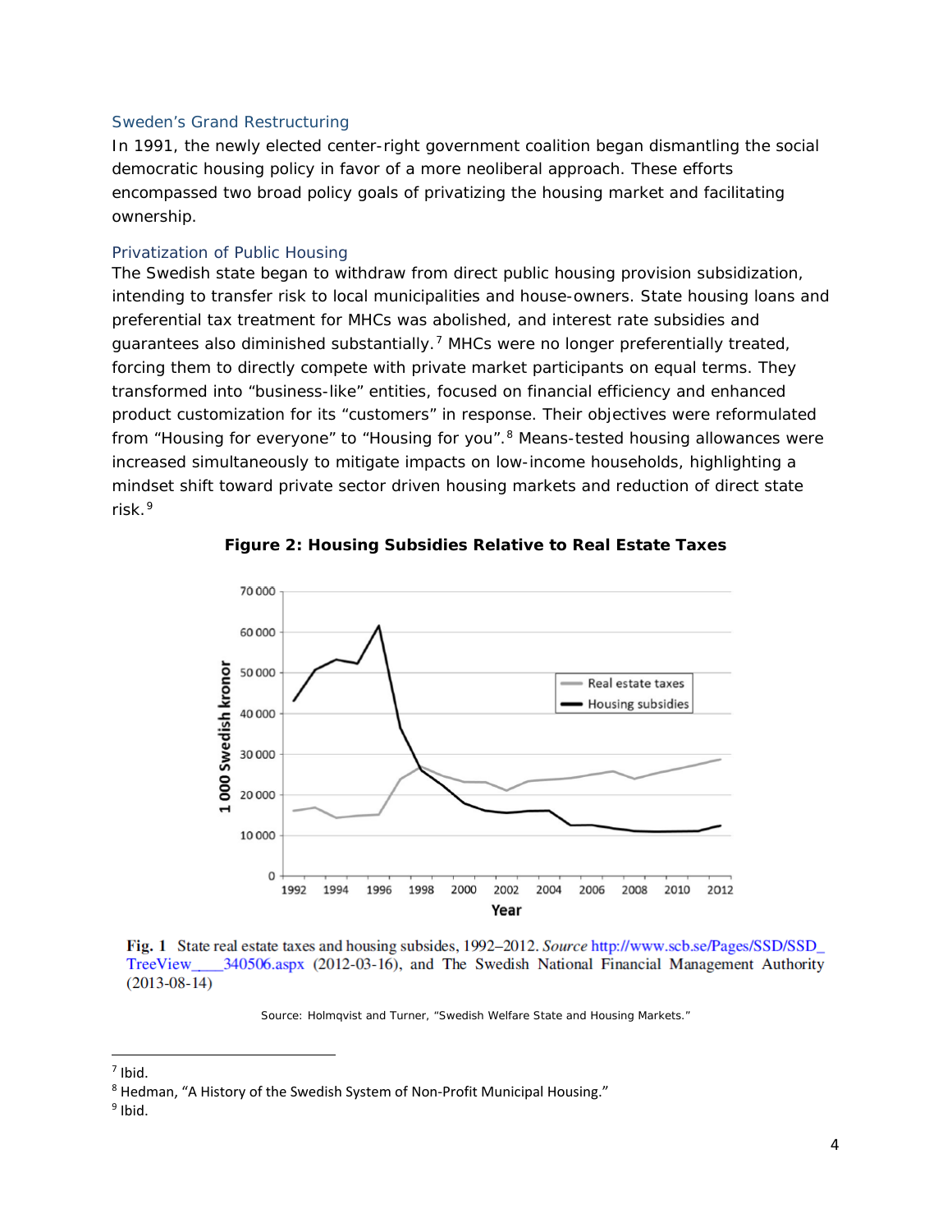### Sweden's Grand Restructuring

In 1991, the newly elected center-right government coalition began dismantling the social democratic housing policy in favor of a more neoliberal approach. These efforts encompassed two broad policy goals of privatizing the housing market and facilitating ownership.

### Privatization of Public Housing

The Swedish state began to withdraw from direct public housing provision subsidization, intending to transfer risk to local municipalities and house-owners. State housing loans and preferential tax treatment for MHCs was abolished, and interest rate subsidies and guarantees also diminished substantially.[7] MHCs were no longer preferentially treated, forcing them to directly compete with private market participants on equal terms. They transformed into "business-like" entities, focused on financial efficiency and enhanced product customization for its "customers" in response. Their objectives were reformulated from "Housing for everyone" to "Housing for you".[8] Means-tested housing allowances were increased simultaneously to mitigate impacts on low-income households, highlighting a mindset shift toward private sector driven housing markets and reduction of direct state risk.[9]

**Figure 2: Housing Subsidies Relative to Real Estate Taxes**

**Fig. 1** State real estate taxes and housing subsides, 1992–2012. *Source* http://www.scb.se/Pages/SSD/SSD_TreeView____340506.aspx (2012-03-16), and The Swedish National Financial Management Authority (2013-08-14)

Source: Holmqvist and Turner, "Swedish Welfare State and Housing Markets."

---

[7] Ibid.

[8] Hedman, "A History of the Swedish System of Non-Profit Municipal Housing."

[9] Ibid.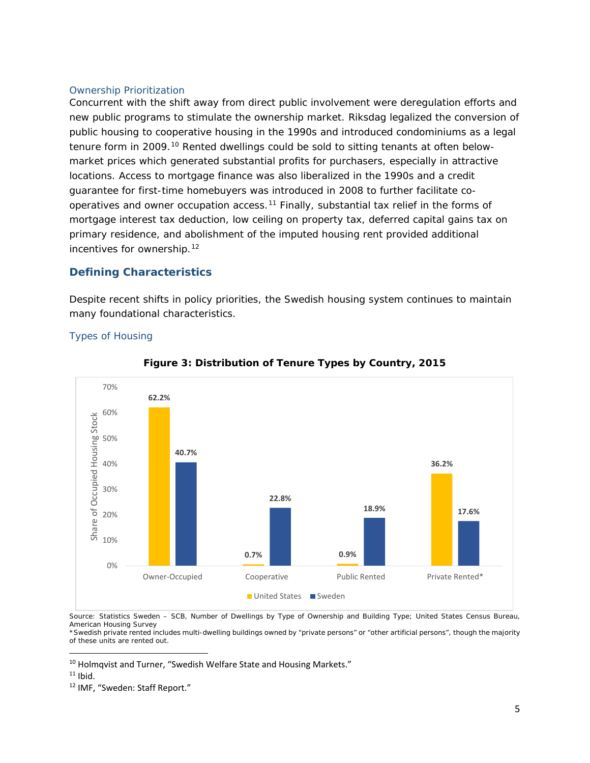### Ownership Prioritization

Concurrent with the shift away from direct public involvement were deregulation efforts and new public programs to stimulate the ownership market. Riksdag legalized the conversion of public housing to cooperative housing in the 1990s and introduced condominiums as a legal tenure form in 2009.[10] Rented dwellings could be sold to sitting tenants at often below-market prices which generated substantial profits for purchasers, especially in attractive locations. Access to mortgage finance was also liberalized in the 1990s and a credit guarantee for first-time homebuyers was introduced in 2008 to further facilitate co-operatives and owner occupation access.[11] Finally, substantial tax relief in the forms of mortgage interest tax deduction, low ceiling on property tax, deferred capital gains tax on primary residence, and abolishment of the imputed housing rent provided additional incentives for ownership.[12]

## Defining Characteristics

Despite recent shifts in policy priorities, the Swedish housing system continues to maintain many foundational characteristics.

### Types of Housing

**Figure 3: Distribution of Tenure Types by Country, 2015**

| Tenure Type | United States | Sweden |
|---|---|---|
| Owner-Occupied | 62.2% | 40.7% |
| Cooperative | 0.7% | 22.8% |
| Public Rented | 0.9% | 18.9% |
| Private Rented* | 36.2% | 17.6% |

Source: Statistics Sweden – SCB, Number of Dwellings by Type of Ownership and Building Type; United States Census Bureau, American Housing Survey

*Swedish private rented includes multi-dwelling buildings owned by "private persons" or "other artificial persons", though the majority of these units are rented out.

---

[10] Holmqvist and Turner, "Swedish Welfare State and Housing Markets."

[11] Ibid.

[12] IMF, "Sweden: Staff Report."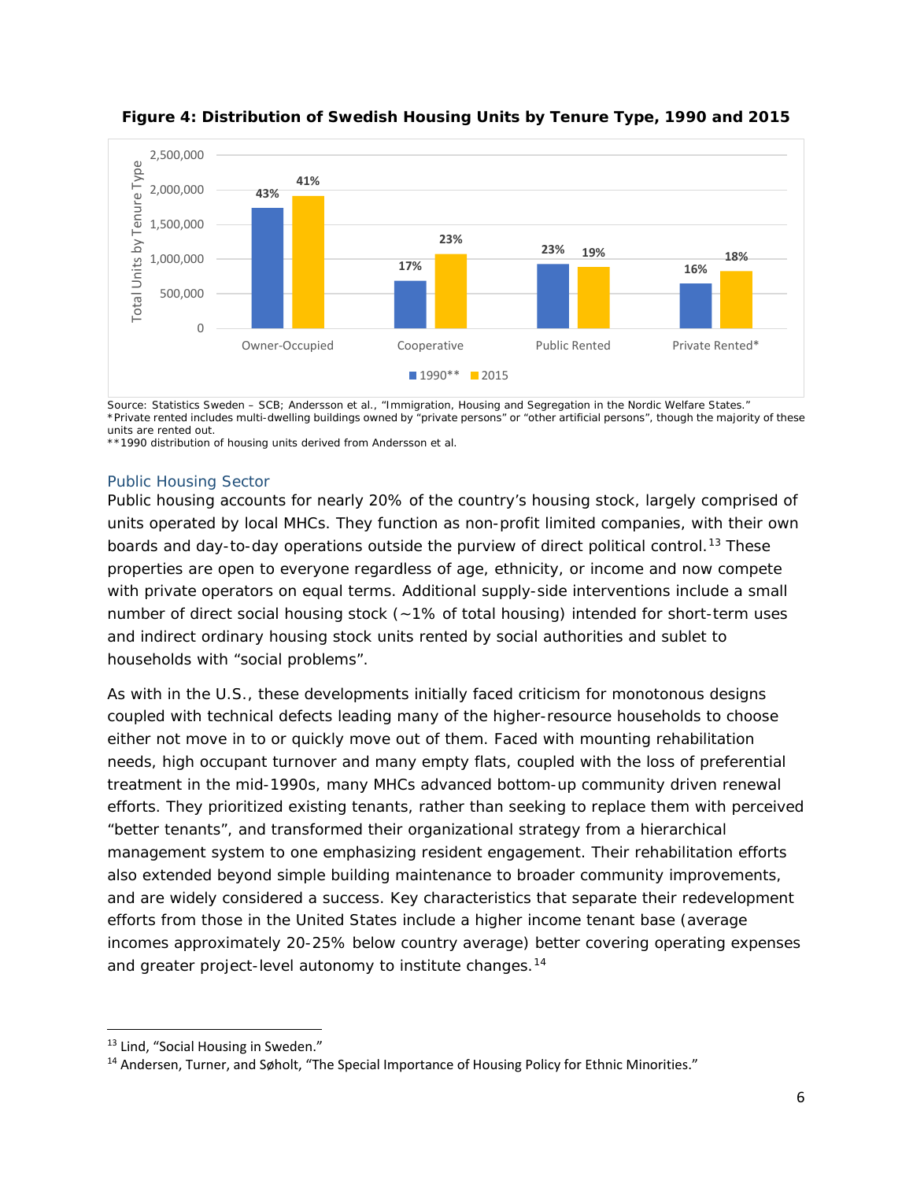**Figure 4: Distribution of Swedish Housing Units by Tenure Type, 1990 and 2015**

Source: Statistics Sweden – SCB; Andersson et al., "Immigration, Housing and Segregation in the Nordic Welfare States."
*Private rented includes multi-dwelling buildings owned by "private persons" or "other artificial persons", though the majority of these units are rented out.
**1990 distribution of housing units derived from Andersson et al.

### Public Housing Sector

Public housing accounts for nearly 20% of the country's housing stock, largely comprised of units operated by local MHCs. They function as non-profit limited companies, with their own boards and day-to-day operations outside the purview of direct political control.[13] These properties are open to everyone regardless of age, ethnicity, or income and now compete with private operators on equal terms. Additional supply-side interventions include a small number of direct social housing stock (~1% of total housing) intended for short-term uses and indirect ordinary housing stock units rented by social authorities and sublet to households with "social problems".

As with in the U.S., these developments initially faced criticism for monotonous designs coupled with technical defects leading many of the higher-resource households to choose either not move in to or quickly move out of them. Faced with mounting rehabilitation needs, high occupant turnover and many empty flats, coupled with the loss of preferential treatment in the mid-1990s, many MHCs advanced bottom-up community driven renewal efforts. They prioritized existing tenants, rather than seeking to replace them with perceived "better tenants", and transformed their organizational strategy from a hierarchical management system to one emphasizing resident engagement. Their rehabilitation efforts also extended beyond simple building maintenance to broader community improvements, and are widely considered a success. Key characteristics that separate their redevelopment efforts from those in the United States include a higher income tenant base (average incomes approximately 20-25% below country average) better covering operating expenses and greater project-level autonomy to institute changes.[14]

---

[13] Lind, "Social Housing in Sweden."

[14] Andersen, Turner, and Søholt, "The Special Importance of Housing Policy for Ethnic Minorities."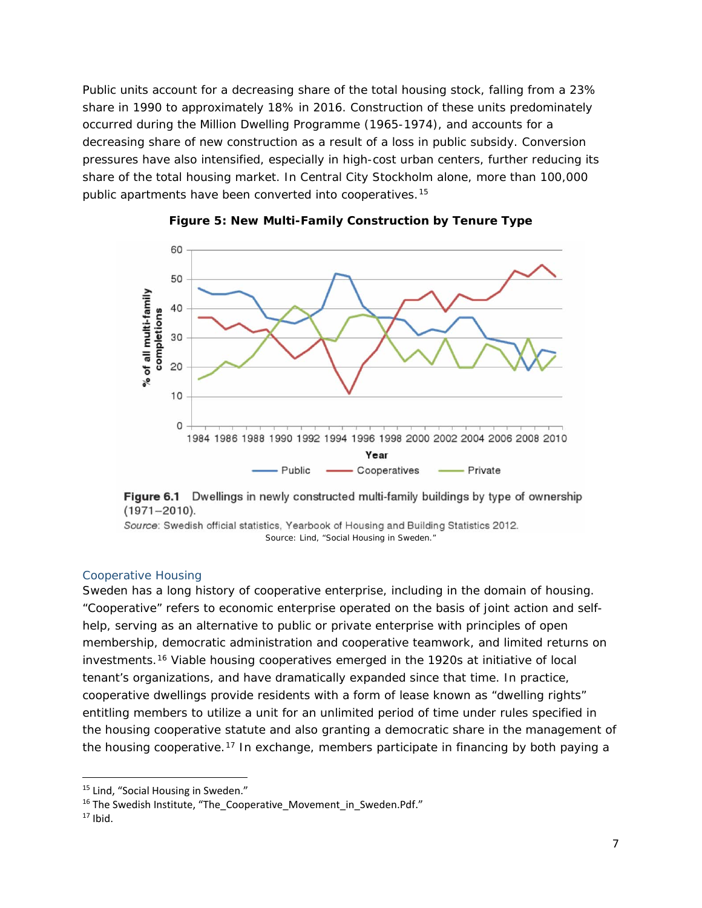Public units account for a decreasing share of the total housing stock, falling from a 23% share in 1990 to approximately 18% in 2016. Construction of these units predominately occurred during the Million Dwelling Programme (1965-1974), and accounts for a decreasing share of new construction as a result of a loss in public subsidy. Conversion pressures have also intensified, especially in high-cost urban centers, further reducing its share of the total housing market. In Central City Stockholm alone, more than 100,000 public apartments have been converted into cooperatives.[15]

**Figure 5: New Multi-Family Construction by Tenure Type**

**Figure 6.1** Dwellings in newly constructed multi-family buildings by type of ownership (1971–2010).

*Source*: Swedish official statistics, Yearbook of Housing and Building Statistics 2012.

Source: Lind, "Social Housing in Sweden."

### Cooperative Housing

Sweden has a long history of cooperative enterprise, including in the domain of housing. "Cooperative" refers to economic enterprise operated on the basis of joint action and self-help, serving as an alternative to public or private enterprise with principles of open membership, democratic administration and cooperative teamwork, and limited returns on investments.[16] Viable housing cooperatives emerged in the 1920s at initiative of local tenant's organizations, and have dramatically expanded since that time. In practice, cooperative dwellings provide residents with a form of lease known as "dwelling rights" entitling members to utilize a unit for an unlimited period of time under rules specified in the housing cooperative statute and also granting a democratic share in the management of the housing cooperative.[17] In exchange, members participate in financing by both paying a

[15] Lind, "Social Housing in Sweden."

[16] The Swedish Institute, "The_Cooperative_Movement_in_Sweden.Pdf."

[17] Ibid.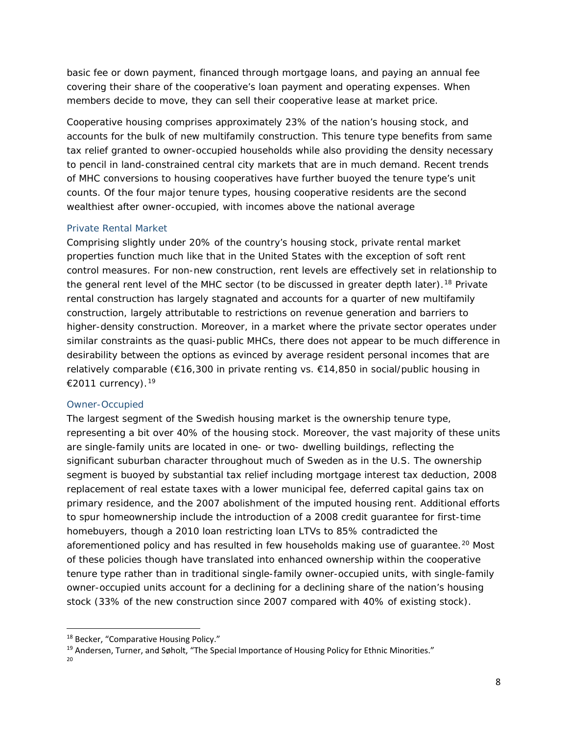basic fee or down payment, financed through mortgage loans, and paying an annual fee covering their share of the cooperative's loan payment and operating expenses. When members decide to move, they can sell their cooperative lease at market price.

Cooperative housing comprises approximately 23% of the nation's housing stock, and accounts for the bulk of new multifamily construction. This tenure type benefits from same tax relief granted to owner-occupied households while also providing the density necessary to pencil in land-constrained central city markets that are in much demand. Recent trends of MHC conversions to housing cooperatives have further buoyed the tenure type's unit counts. Of the four major tenure types, housing cooperative residents are the second wealthiest after owner-occupied, with incomes above the national average

### Private Rental Market

Comprising slightly under 20% of the country's housing stock, private rental market properties function much like that in the United States with the exception of soft rent control measures. For non-new construction, rent levels are effectively set in relationship to the general rent level of the MHC sector (to be discussed in greater depth later).[18] Private rental construction has largely stagnated and accounts for a quarter of new multifamily construction, largely attributable to restrictions on revenue generation and barriers to higher-density construction. Moreover, in a market where the private sector operates under similar constraints as the quasi-public MHCs, there does not appear to be much difference in desirability between the options as evinced by average resident personal incomes that are relatively comparable (€16,300 in private renting vs. €14,850 in social/public housing in €2011 currency).[19]

### Owner-Occupied

The largest segment of the Swedish housing market is the ownership tenure type, representing a bit over 40% of the housing stock. Moreover, the vast majority of these units are single-family units are located in one- or two- dwelling buildings, reflecting the significant suburban character throughout much of Sweden as in the U.S. The ownership segment is buoyed by substantial tax relief including mortgage interest tax deduction, 2008 replacement of real estate taxes with a lower municipal fee, deferred capital gains tax on primary residence, and the 2007 abolishment of the imputed housing rent. Additional efforts to spur homeownership include the introduction of a 2008 credit guarantee for first-time homebuyers, though a 2010 loan restricting loan LTVs to 85% contradicted the aforementioned policy and has resulted in few households making use of guarantee.[20] Most of these policies though have translated into enhanced ownership within the cooperative tenure type rather than in traditional single-family owner-occupied units, with single-family owner-occupied units account for a declining for a declining share of the nation's housing stock (33% of the new construction since 2007 compared with 40% of existing stock).

---

[18] Becker, "Comparative Housing Policy."

[19] Andersen, Turner, and Søholt, "The Special Importance of Housing Policy for Ethnic Minorities."

[20]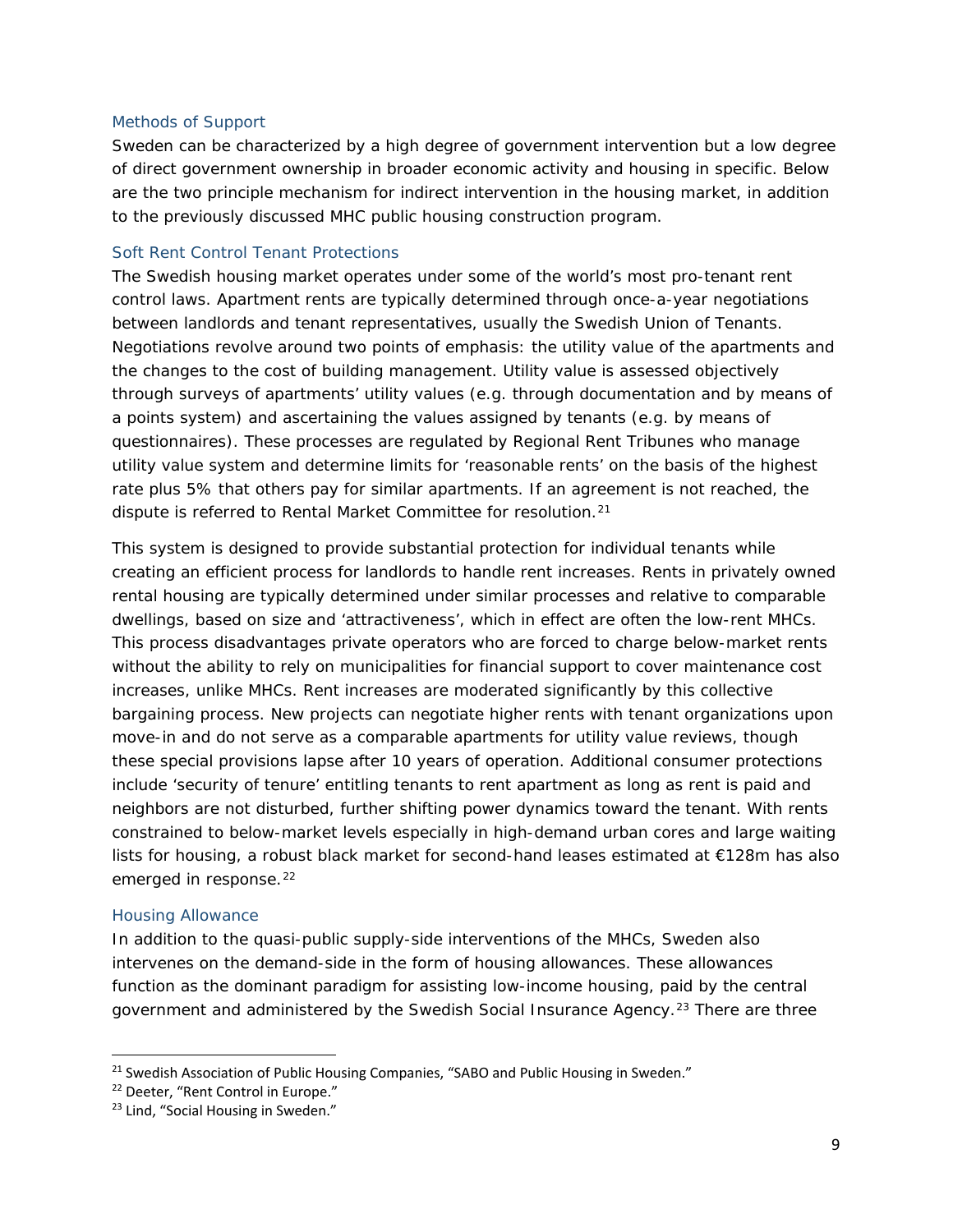### Methods of Support

Sweden can be characterized by a high degree of government intervention but a low degree of direct government ownership in broader economic activity and housing in specific. Below are the two principle mechanism for indirect intervention in the housing market, in addition to the previously discussed MHC public housing construction program.

### Soft Rent Control Tenant Protections

The Swedish housing market operates under some of the world's most pro-tenant rent control laws. Apartment rents are typically determined through once-a-year negotiations between landlords and tenant representatives, usually the Swedish Union of Tenants. Negotiations revolve around two points of emphasis: the utility value of the apartments and the changes to the cost of building management. Utility value is assessed objectively through surveys of apartments' utility values (e.g. through documentation and by means of a points system) and ascertaining the values assigned by tenants (e.g. by means of questionnaires). These processes are regulated by Regional Rent Tribunes who manage utility value system and determine limits for 'reasonable rents' on the basis of the highest rate plus 5% that others pay for similar apartments. If an agreement is not reached, the dispute is referred to Rental Market Committee for resolution.[21]

This system is designed to provide substantial protection for individual tenants while creating an efficient process for landlords to handle rent increases. Rents in privately owned rental housing are typically determined under similar processes and relative to comparable dwellings, based on size and 'attractiveness', which in effect are often the low-rent MHCs. This process disadvantages private operators who are forced to charge below-market rents without the ability to rely on municipalities for financial support to cover maintenance cost increases, unlike MHCs. Rent increases are moderated significantly by this collective bargaining process. New projects can negotiate higher rents with tenant organizations upon move-in and do not serve as a comparable apartments for utility value reviews, though these special provisions lapse after 10 years of operation. Additional consumer protections include 'security of tenure' entitling tenants to rent apartment as long as rent is paid and neighbors are not disturbed, further shifting power dynamics toward the tenant. With rents constrained to below-market levels especially in high-demand urban cores and large waiting lists for housing, a robust black market for second-hand leases estimated at €128m has also emerged in response.[22]

### Housing Allowance

In addition to the quasi-public supply-side interventions of the MHCs, Sweden also intervenes on the demand-side in the form of housing allowances. These allowances function as the dominant paradigm for assisting low-income housing, paid by the central government and administered by the Swedish Social Insurance Agency.[23] There are three

---

[21] Swedish Association of Public Housing Companies, "SABO and Public Housing in Sweden."

[22] Deeter, "Rent Control in Europe."

[23] Lind, "Social Housing in Sweden."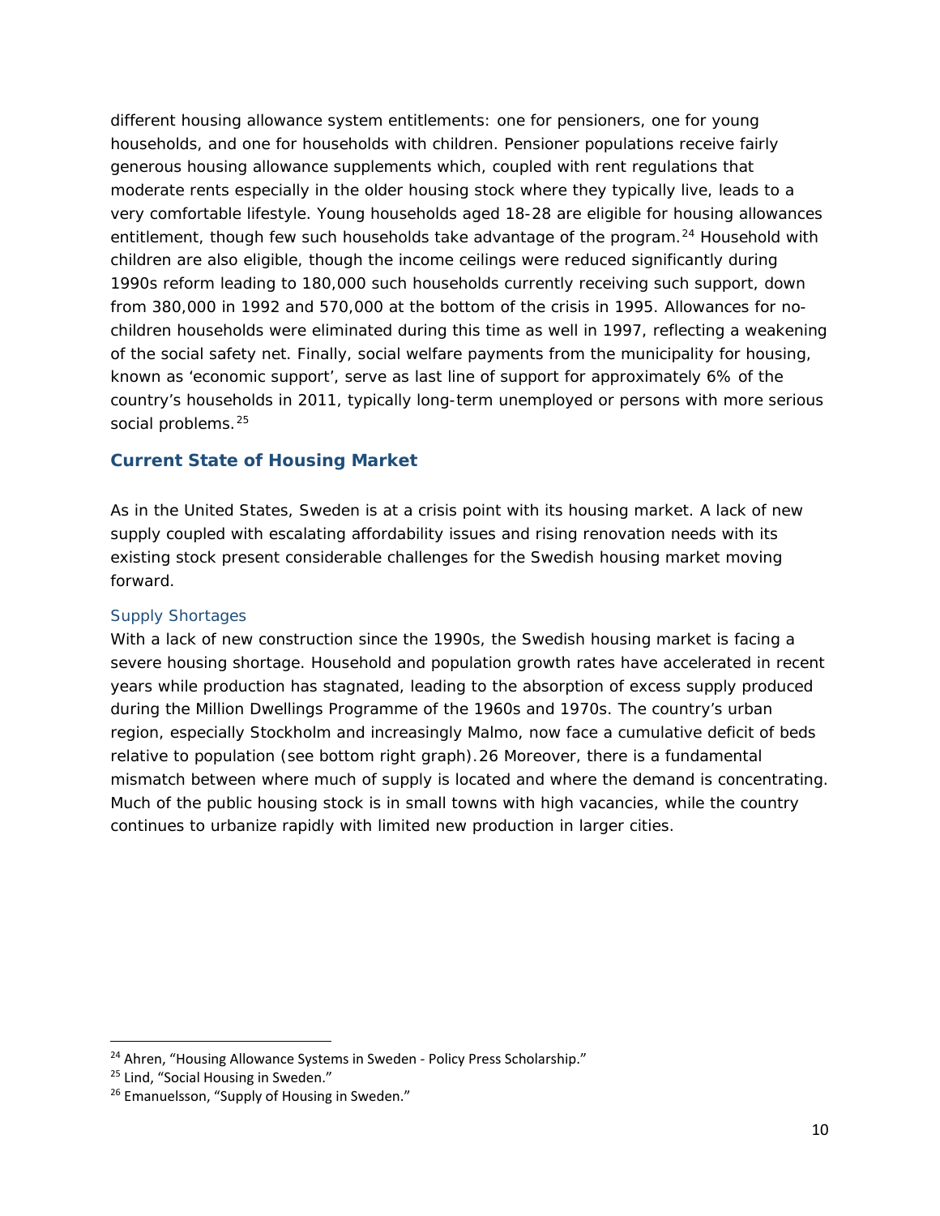different housing allowance system entitlements: one for pensioners, one for young households, and one for households with children. Pensioner populations receive fairly generous housing allowance supplements which, coupled with rent regulations that moderate rents especially in the older housing stock where they typically live, leads to a very comfortable lifestyle. Young households aged 18-28 are eligible for housing allowances entitlement, though few such households take advantage of the program.[24] Household with children are also eligible, though the income ceilings were reduced significantly during 1990s reform leading to 180,000 such households currently receiving such support, down from 380,000 in 1992 and 570,000 at the bottom of the crisis in 1995. Allowances for no-children households were eliminated during this time as well in 1997, reflecting a weakening of the social safety net. Finally, social welfare payments from the municipality for housing, known as 'economic support', serve as last line of support for approximately 6% of the country's households in 2011, typically long-term unemployed or persons with more serious social problems.[25]

## Current State of Housing Market

As in the United States, Sweden is at a crisis point with its housing market. A lack of new supply coupled with escalating affordability issues and rising renovation needs with its existing stock present considerable challenges for the Swedish housing market moving forward.

### Supply Shortages

With a lack of new construction since the 1990s, the Swedish housing market is facing a severe housing shortage. Household and population growth rates have accelerated in recent years while production has stagnated, leading to the absorption of excess supply produced during the Million Dwellings Programme of the 1960s and 1970s. The country's urban region, especially Stockholm and increasingly Malmo, now face a cumulative deficit of beds relative to population (see bottom right graph).26 Moreover, there is a fundamental mismatch between where much of supply is located and where the demand is concentrating. Much of the public housing stock is in small towns with high vacancies, while the country continues to urbanize rapidly with limited new production in larger cities.

---

[24] Ahren, "Housing Allowance Systems in Sweden - Policy Press Scholarship."

[25] Lind, "Social Housing in Sweden."

[26] Emanuelsson, "Supply of Housing in Sweden."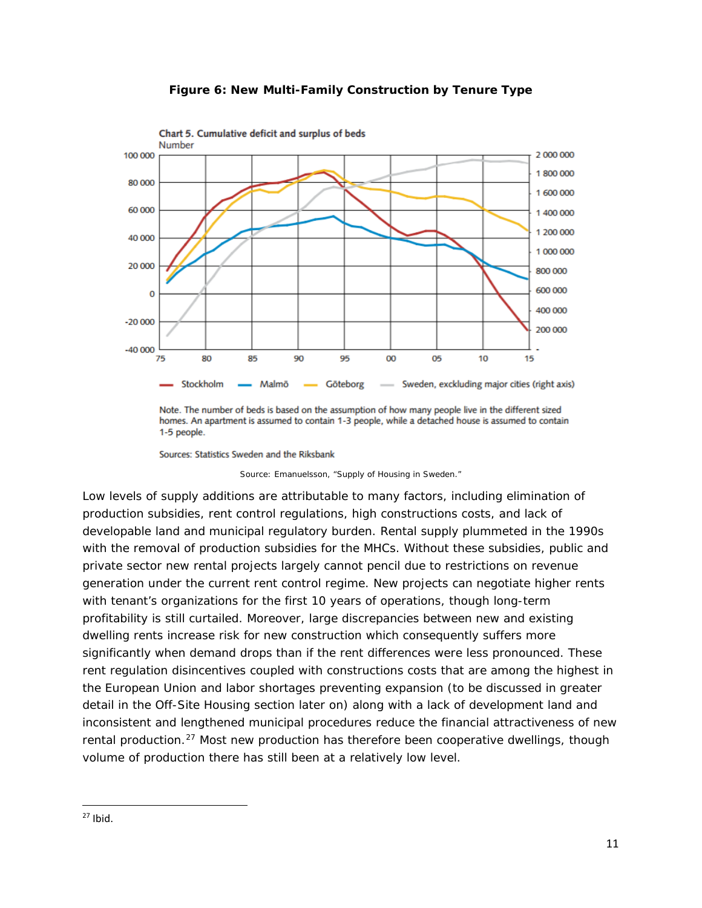**Figure 6: New Multi-Family Construction by Tenure Type**

Chart 5. Cumulative deficit and surplus of beds

Number

Note. The number of beds is based on the assumption of how many people live in the different sized homes. An apartment is assumed to contain 1-3 people, while a detached house is assumed to contain 1-5 people.

Sources: Statistics Sweden and the Riksbank

Source: Emanuelsson, "Supply of Housing in Sweden."

Low levels of supply additions are attributable to many factors, including elimination of production subsidies, rent control regulations, high constructions costs, and lack of developable land and municipal regulatory burden. Rental supply plummeted in the 1990s with the removal of production subsidies for the MHCs. Without these subsidies, public and private sector new rental projects largely cannot pencil due to restrictions on revenue generation under the current rent control regime. New projects can negotiate higher rents with tenant's organizations for the first 10 years of operations, though long-term profitability is still curtailed. Moreover, large discrepancies between new and existing dwelling rents increase risk for new construction which consequently suffers more significantly when demand drops than if the rent differences were less pronounced. These rent regulation disincentives coupled with constructions costs that are among the highest in the European Union and labor shortages preventing expansion (to be discussed in greater detail in the Off-Site Housing section later on) along with a lack of development land and inconsistent and lengthened municipal procedures reduce the financial attractiveness of new rental production.[27] Most new production has therefore been cooperative dwellings, though volume of production there has still been at a relatively low level.

[27] Ibid.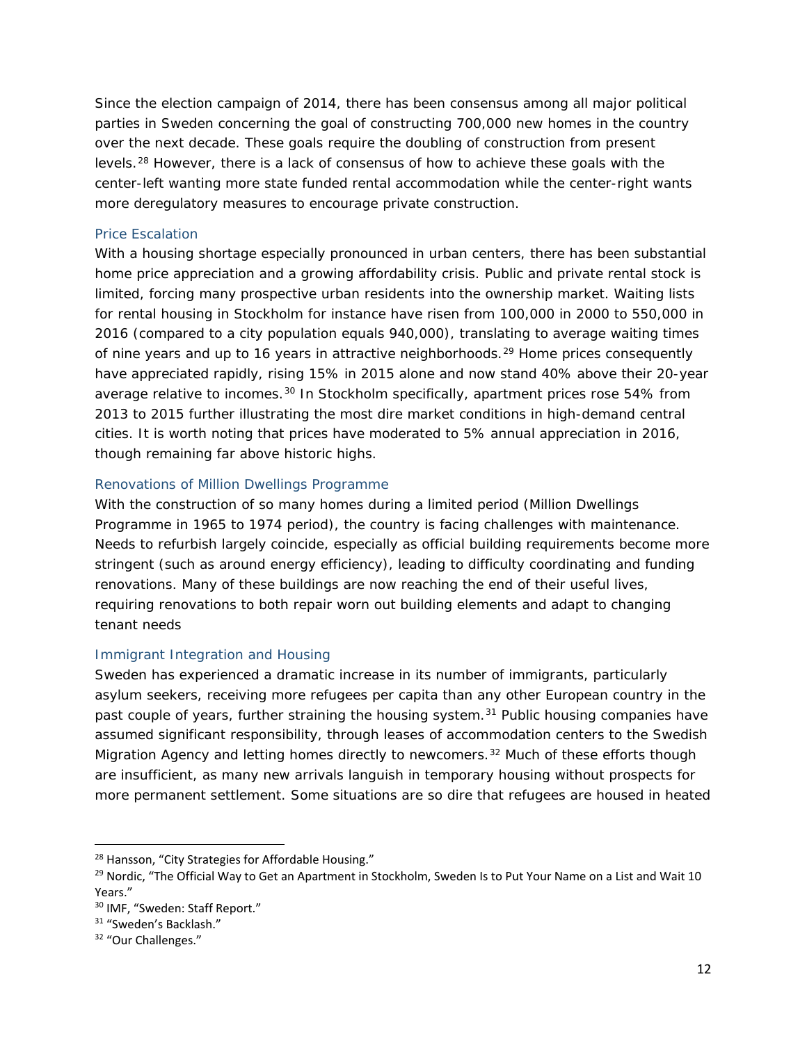Since the election campaign of 2014, there has been consensus among all major political parties in Sweden concerning the goal of constructing 700,000 new homes in the country over the next decade. These goals require the doubling of construction from present levels.[28] However, there is a lack of consensus of how to achieve these goals with the center-left wanting more state funded rental accommodation while the center-right wants more deregulatory measures to encourage private construction.

### Price Escalation

With a housing shortage especially pronounced in urban centers, there has been substantial home price appreciation and a growing affordability crisis. Public and private rental stock is limited, forcing many prospective urban residents into the ownership market. Waiting lists for rental housing in Stockholm for instance have risen from 100,000 in 2000 to 550,000 in 2016 (compared to a city population equals 940,000), translating to average waiting times of nine years and up to 16 years in attractive neighborhoods.[29] Home prices consequently have appreciated rapidly, rising 15% in 2015 alone and now stand 40% above their 20-year average relative to incomes.[30] In Stockholm specifically, apartment prices rose 54% from 2013 to 2015 further illustrating the most dire market conditions in high-demand central cities. It is worth noting that prices have moderated to 5% annual appreciation in 2016, though remaining far above historic highs.

### Renovations of Million Dwellings Programme

With the construction of so many homes during a limited period (Million Dwellings Programme in 1965 to 1974 period), the country is facing challenges with maintenance. Needs to refurbish largely coincide, especially as official building requirements become more stringent (such as around energy efficiency), leading to difficulty coordinating and funding renovations. Many of these buildings are now reaching the end of their useful lives, requiring renovations to both repair worn out building elements and adapt to changing tenant needs

### Immigrant Integration and Housing

Sweden has experienced a dramatic increase in its number of immigrants, particularly asylum seekers, receiving more refugees per capita than any other European country in the past couple of years, further straining the housing system.[31] Public housing companies have assumed significant responsibility, through leases of accommodation centers to the Swedish Migration Agency and letting homes directly to newcomers.[32] Much of these efforts though are insufficient, as many new arrivals languish in temporary housing without prospects for more permanent settlement. Some situations are so dire that refugees are housed in heated

---

[28] Hansson, "City Strategies for Affordable Housing."

[29] Nordic, "The Official Way to Get an Apartment in Stockholm, Sweden Is to Put Your Name on a List and Wait 10 Years."

[30] IMF, "Sweden: Staff Report."

[31] "Sweden's Backlash."

[32] "Our Challenges."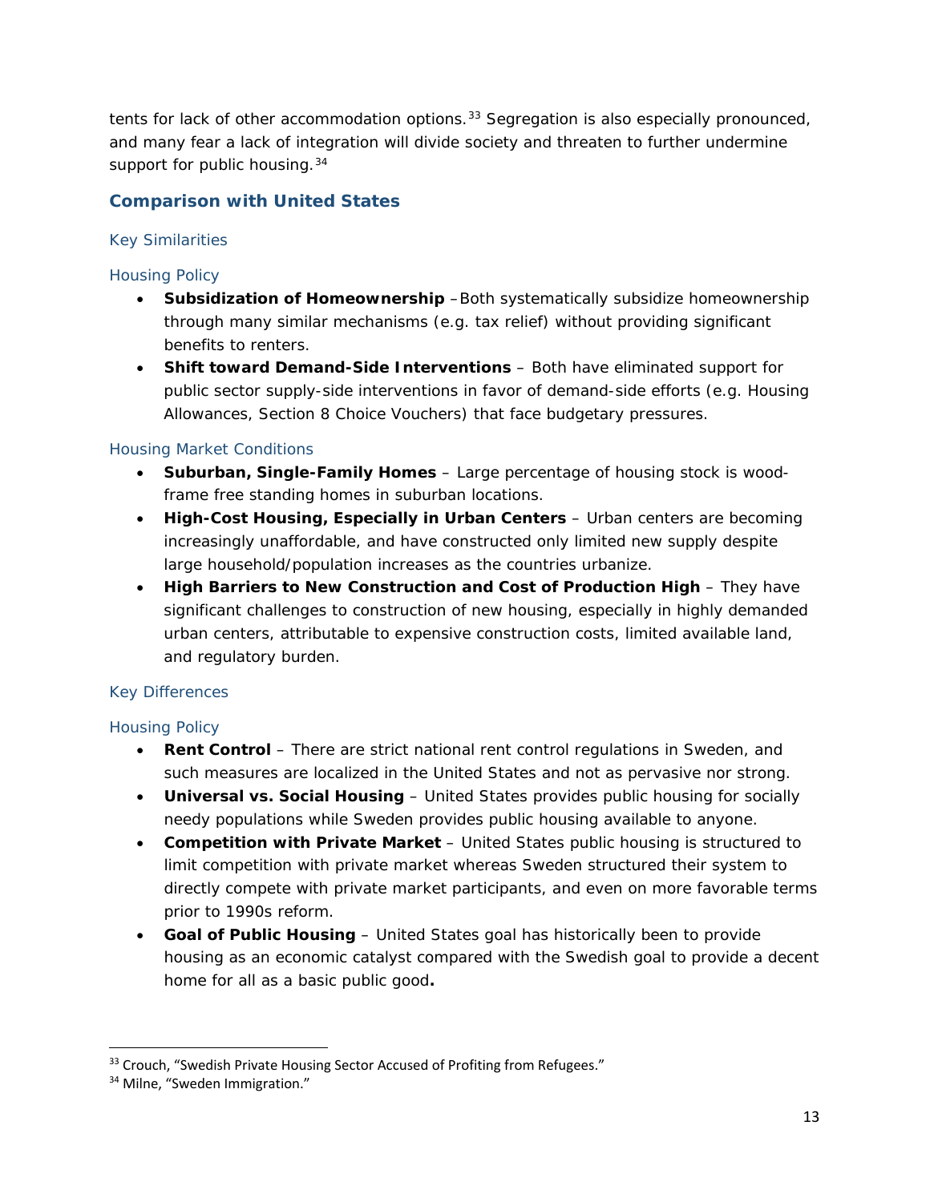tents for lack of other accommodation options.[33] Segregation is also especially pronounced, and many fear a lack of integration will divide society and threaten to further undermine support for public housing.[34]

## Comparison with United States

### Key Similarities

#### Housing Policy

- **Subsidization of Homeownership** –Both systematically subsidize homeownership through many similar mechanisms (e.g. tax relief) without providing significant benefits to renters.
- **Shift toward Demand-Side Interventions** – Both have eliminated support for public sector supply-side interventions in favor of demand-side efforts (e.g. Housing Allowances, Section 8 Choice Vouchers) that face budgetary pressures.

#### Housing Market Conditions

- **Suburban, Single-Family Homes** – Large percentage of housing stock is wood-frame free standing homes in suburban locations.
- **High-Cost Housing, Especially in Urban Centers** – Urban centers are becoming increasingly unaffordable, and have constructed only limited new supply despite large household/population increases as the countries urbanize.
- **High Barriers to New Construction and Cost of Production High** – They have significant challenges to construction of new housing, especially in highly demanded urban centers, attributable to expensive construction costs, limited available land, and regulatory burden.

### Key Differences

#### Housing Policy

- **Rent Control** – There are strict national rent control regulations in Sweden, and such measures are localized in the United States and not as pervasive nor strong.
- **Universal vs. Social Housing** – United States provides public housing for socially needy populations while Sweden provides public housing available to anyone.
- **Competition with Private Market** – United States public housing is structured to limit competition with private market whereas Sweden structured their system to directly compete with private market participants, and even on more favorable terms prior to 1990s reform.
- **Goal of Public Housing** – United States goal has historically been to provide housing as an economic catalyst compared with the Swedish goal to provide a decent home for all as a basic public good**.**

---

[33] Crouch, "Swedish Private Housing Sector Accused of Profiting from Refugees."

[34] Milne, "Sweden Immigration."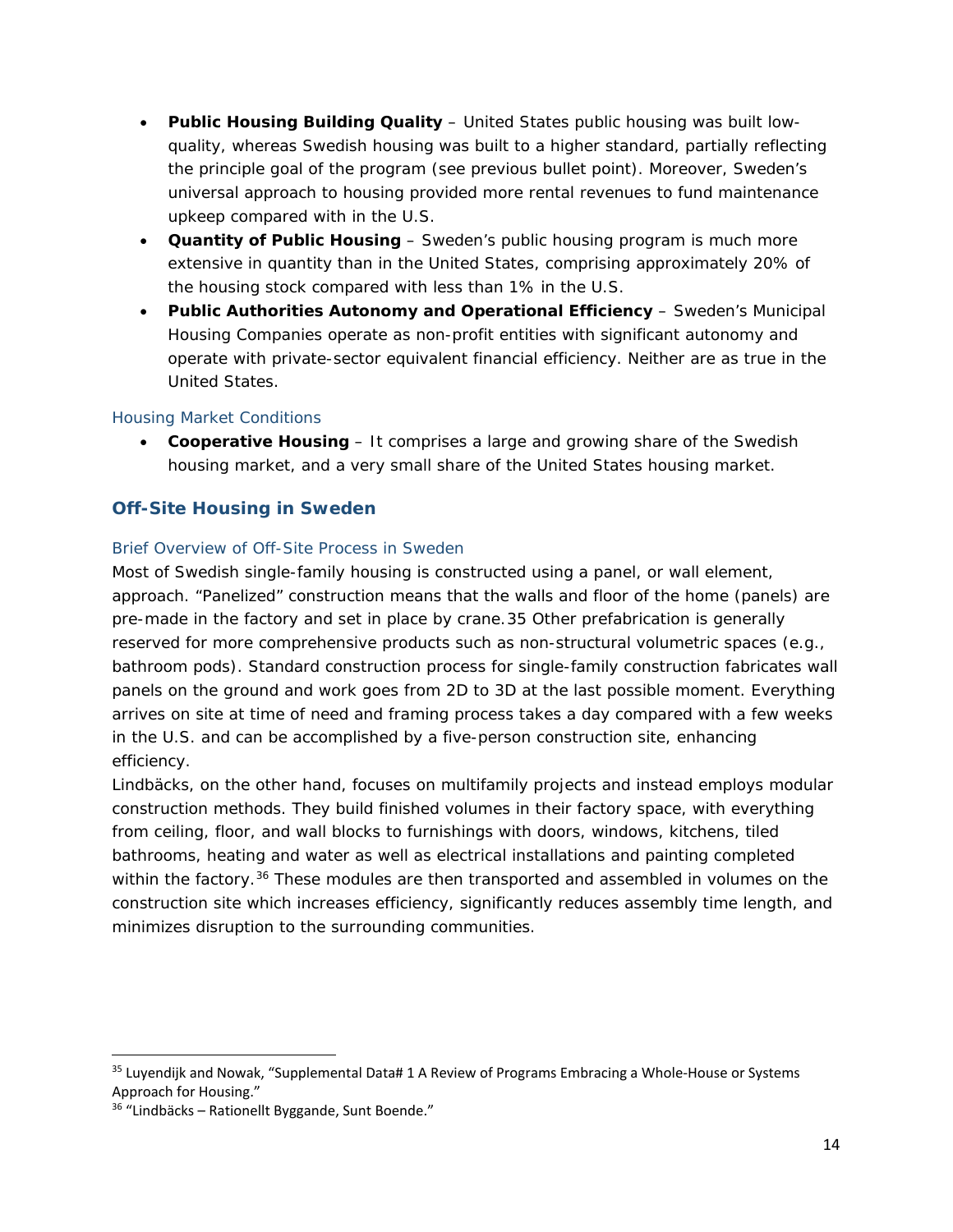- **Public Housing Building Quality** – United States public housing was built low-quality, whereas Swedish housing was built to a higher standard, partially reflecting the principle goal of the program (see previous bullet point). Moreover, Sweden's universal approach to housing provided more rental revenues to fund maintenance upkeep compared with in the U.S.
- **Quantity of Public Housing** – Sweden's public housing program is much more extensive in quantity than in the United States, comprising approximately 20% of the housing stock compared with less than 1% in the U.S.
- **Public Authorities Autonomy and Operational Efficiency** – Sweden's Municipal Housing Companies operate as non-profit entities with significant autonomy and operate with private-sector equivalent financial efficiency. Neither are as true in the United States.

### Housing Market Conditions

- **Cooperative Housing** – It comprises a large and growing share of the Swedish housing market, and a very small share of the United States housing market.

## Off-Site Housing in Sweden

### Brief Overview of Off-Site Process in Sweden

Most of Swedish single-family housing is constructed using a panel, or wall element, approach. "Panelized" construction means that the walls and floor of the home (panels) are pre-made in the factory and set in place by crane.35 Other prefabrication is generally reserved for more comprehensive products such as non-structural volumetric spaces (e.g., bathroom pods). Standard construction process for single-family construction fabricates wall panels on the ground and work goes from 2D to 3D at the last possible moment. Everything arrives on site at time of need and framing process takes a day compared with a few weeks in the U.S. and can be accomplished by a five-person construction site, enhancing efficiency.

Lindbäcks, on the other hand, focuses on multifamily projects and instead employs modular construction methods. They build finished volumes in their factory space, with everything from ceiling, floor, and wall blocks to furnishings with doors, windows, kitchens, tiled bathrooms, heating and water as well as electrical installations and painting completed within the factory.[36] These modules are then transported and assembled in volumes on the construction site which increases efficiency, significantly reduces assembly time length, and minimizes disruption to the surrounding communities.

---

[35] Luyendijk and Nowak, "Supplemental Data# 1 A Review of Programs Embracing a Whole-House or Systems Approach for Housing."

[36] "Lindbäcks – Rationellt Byggande, Sunt Boende."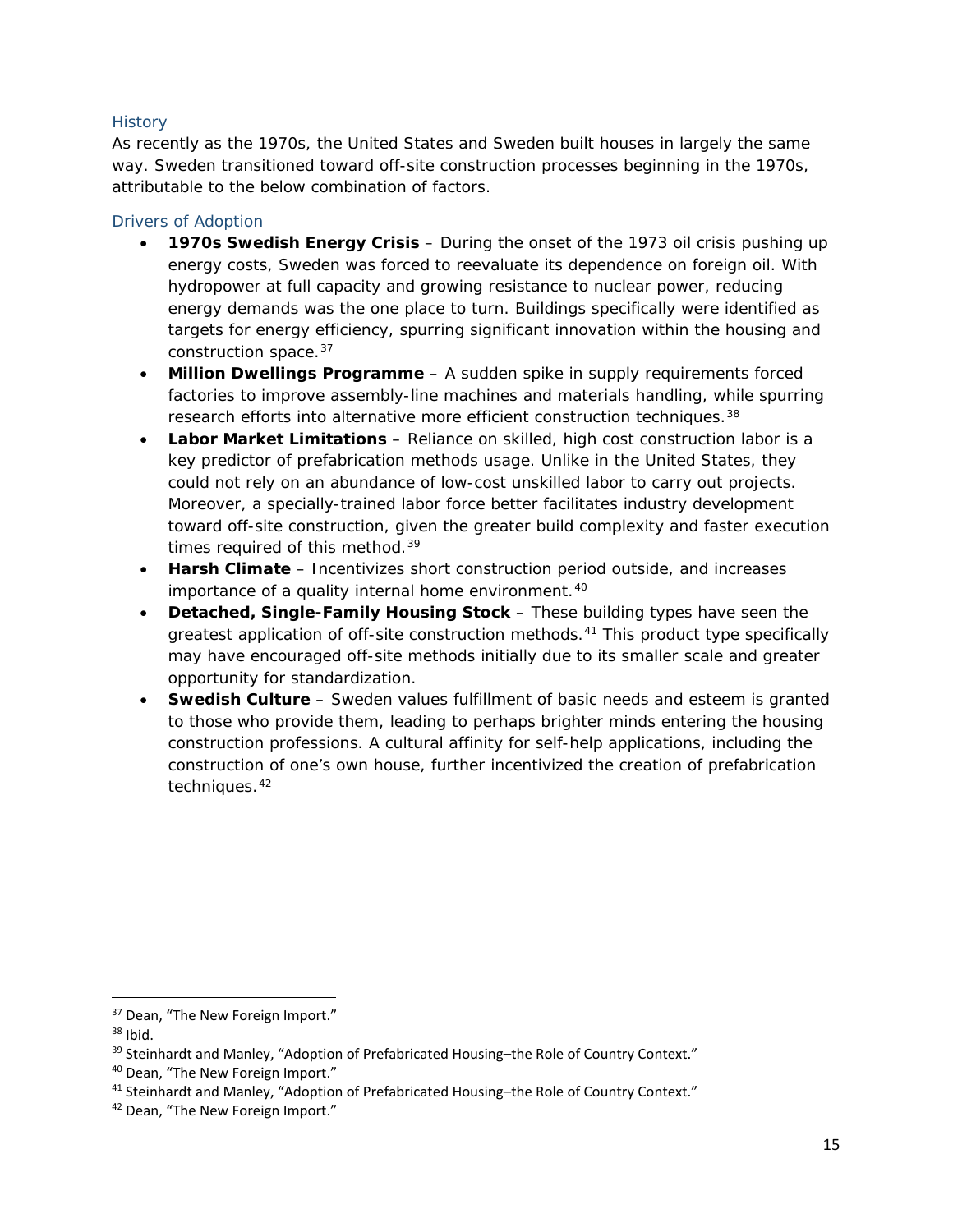### History

As recently as the 1970s, the United States and Sweden built houses in largely the same way. Sweden transitioned toward off-site construction processes beginning in the 1970s, attributable to the below combination of factors.

#### Drivers of Adoption

- **1970s Swedish Energy Crisis** – During the onset of the 1973 oil crisis pushing up energy costs, Sweden was forced to reevaluate its dependence on foreign oil. With hydropower at full capacity and growing resistance to nuclear power, reducing energy demands was the one place to turn. Buildings specifically were identified as targets for energy efficiency, spurring significant innovation within the housing and construction space.[37]
- **Million Dwellings Programme** – A sudden spike in supply requirements forced factories to improve assembly-line machines and materials handling, while spurring research efforts into alternative more efficient construction techniques.[38]
- **Labor Market Limitations** – Reliance on skilled, high cost construction labor is a key predictor of prefabrication methods usage. Unlike in the United States, they could not rely on an abundance of low-cost unskilled labor to carry out projects. Moreover, a specially-trained labor force better facilitates industry development toward off-site construction, given the greater build complexity and faster execution times required of this method.[39]
- **Harsh Climate** – Incentivizes short construction period outside, and increases importance of a quality internal home environment.[40]
- **Detached, Single-Family Housing Stock** – These building types have seen the greatest application of off-site construction methods.[41] This product type specifically may have encouraged off-site methods initially due to its smaller scale and greater opportunity for standardization.
- **Swedish Culture** – Sweden values fulfillment of basic needs and esteem is granted to those who provide them, leading to perhaps brighter minds entering the housing construction professions. A cultural affinity for self-help applications, including the construction of one's own house, further incentivized the creation of prefabrication techniques.[42]

---

[37] Dean, "The New Foreign Import."

[38] Ibid.

[39] Steinhardt and Manley, "Adoption of Prefabricated Housing–the Role of Country Context."

[40] Dean, "The New Foreign Import."

[41] Steinhardt and Manley, "Adoption of Prefabricated Housing–the Role of Country Context."

[42] Dean, "The New Foreign Import."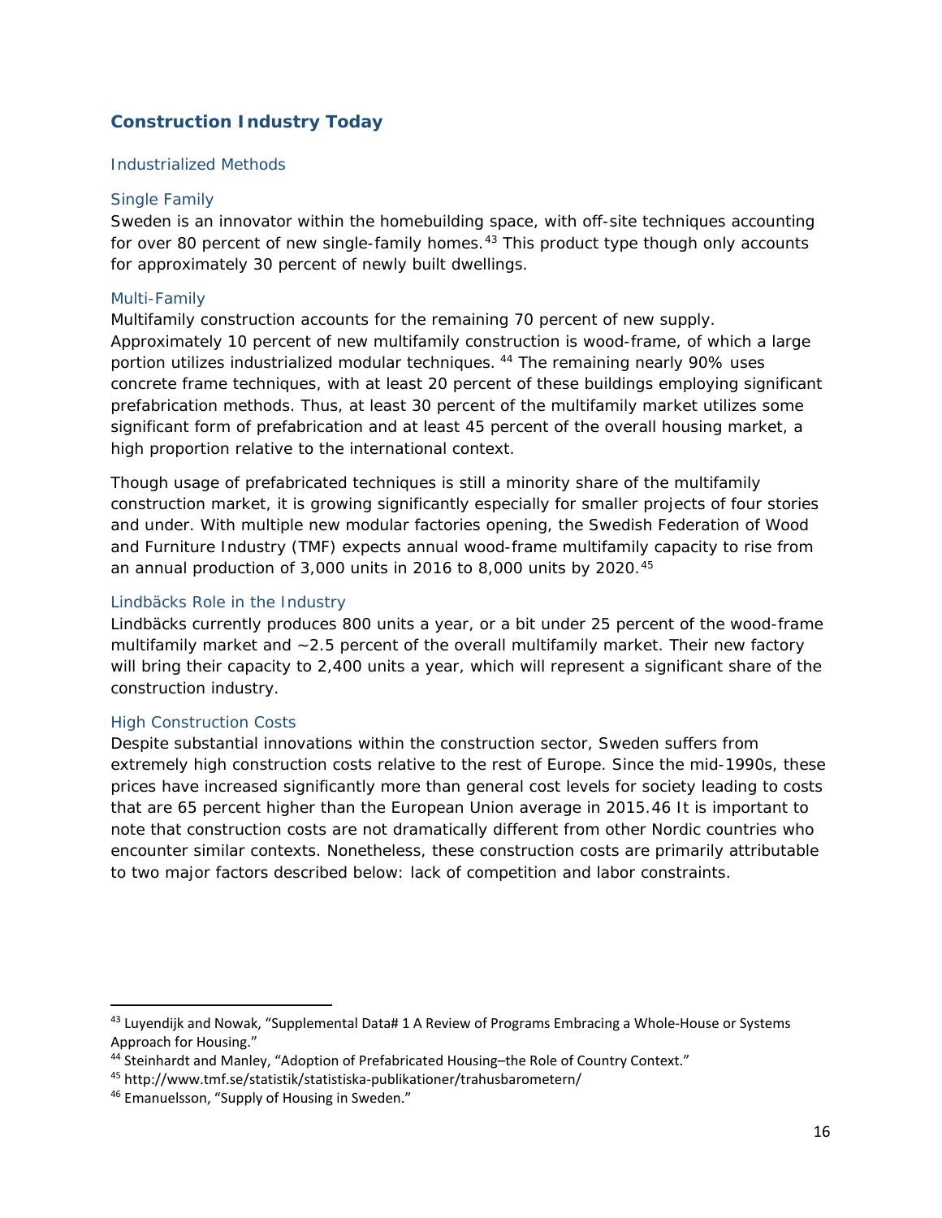## Construction Industry Today

### Industrialized Methods

#### Single Family

Sweden is an innovator within the homebuilding space, with off-site techniques accounting for over 80 percent of new single-family homes.[43] This product type though only accounts for approximately 30 percent of newly built dwellings.

#### Multi-Family

Multifamily construction accounts for the remaining 70 percent of new supply. Approximately 10 percent of new multifamily construction is wood-frame, of which a large portion utilizes industrialized modular techniques. [44] The remaining nearly 90% uses concrete frame techniques, with at least 20 percent of these buildings employing significant prefabrication methods. Thus, at least 30 percent of the multifamily market utilizes some significant form of prefabrication and at least 45 percent of the overall housing market, a high proportion relative to the international context.

Though usage of prefabricated techniques is still a minority share of the multifamily construction market, it is growing significantly especially for smaller projects of four stories and under. With multiple new modular factories opening, the Swedish Federation of Wood and Furniture Industry (TMF) expects annual wood-frame multifamily capacity to rise from an annual production of 3,000 units in 2016 to 8,000 units by 2020.[45]

#### Lindbäcks Role in the Industry

Lindbäcks currently produces 800 units a year, or a bit under 25 percent of the wood-frame multifamily market and ~2.5 percent of the overall multifamily market. Their new factory will bring their capacity to 2,400 units a year, which will represent a significant share of the construction industry.

#### High Construction Costs

Despite substantial innovations within the construction sector, Sweden suffers from extremely high construction costs relative to the rest of Europe. Since the mid-1990s, these prices have increased significantly more than general cost levels for society leading to costs that are 65 percent higher than the European Union average in 2015.46 It is important to note that construction costs are not dramatically different from other Nordic countries who encounter similar contexts. Nonetheless, these construction costs are primarily attributable to two major factors described below: lack of competition and labor constraints.

---

[43] Luyendijk and Nowak, "Supplemental Data# 1 A Review of Programs Embracing a Whole-House or Systems Approach for Housing."

[44] Steinhardt and Manley, "Adoption of Prefabricated Housing–the Role of Country Context."

[45] http://www.tmf.se/statistik/statistiska-publikationer/trahusbarometern/

[46] Emanuelsson, "Supply of Housing in Sweden."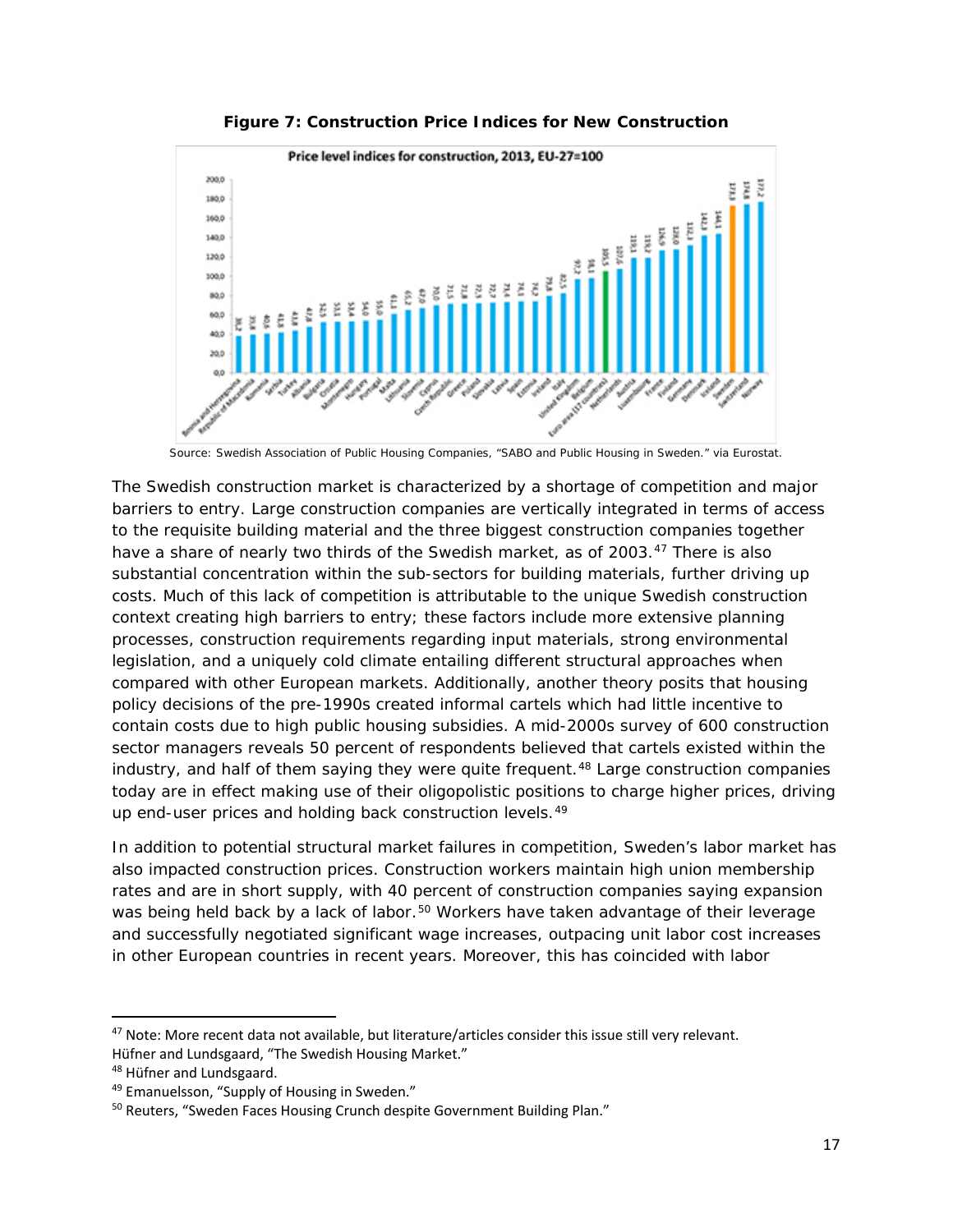**Figure 7: Construction Price Indices for New Construction**

Source: Swedish Association of Public Housing Companies, "SABO and Public Housing in Sweden." via Eurostat.

The Swedish construction market is characterized by a shortage of competition and major barriers to entry. Large construction companies are vertically integrated in terms of access to the requisite building material and the three biggest construction companies together have a share of nearly two thirds of the Swedish market, as of 2003.[47] There is also substantial concentration within the sub-sectors for building materials, further driving up costs. Much of this lack of competition is attributable to the unique Swedish construction context creating high barriers to entry; these factors include more extensive planning processes, construction requirements regarding input materials, strong environmental legislation, and a uniquely cold climate entailing different structural approaches when compared with other European markets. Additionally, another theory posits that housing policy decisions of the pre-1990s created informal cartels which had little incentive to contain costs due to high public housing subsidies. A mid-2000s survey of 600 construction sector managers reveals 50 percent of respondents believed that cartels existed within the industry, and half of them saying they were quite frequent.[48] Large construction companies today are in effect making use of their oligopolistic positions to charge higher prices, driving up end-user prices and holding back construction levels.[49]

In addition to potential structural market failures in competition, Sweden's labor market has also impacted construction prices. Construction workers maintain high union membership rates and are in short supply, with 40 percent of construction companies saying expansion was being held back by a lack of labor.[50] Workers have taken advantage of their leverage and successfully negotiated significant wage increases, outpacing unit labor cost increases in other European countries in recent years. Moreover, this has coincided with labor

---

[47] Note: More recent data not available, but literature/articles consider this issue still very relevant. Hüfner and Lundsgaard, "The Swedish Housing Market."

[48] Hüfner and Lundsgaard.

[49] Emanuelsson, "Supply of Housing in Sweden."

[50] Reuters, "Sweden Faces Housing Crunch despite Government Building Plan."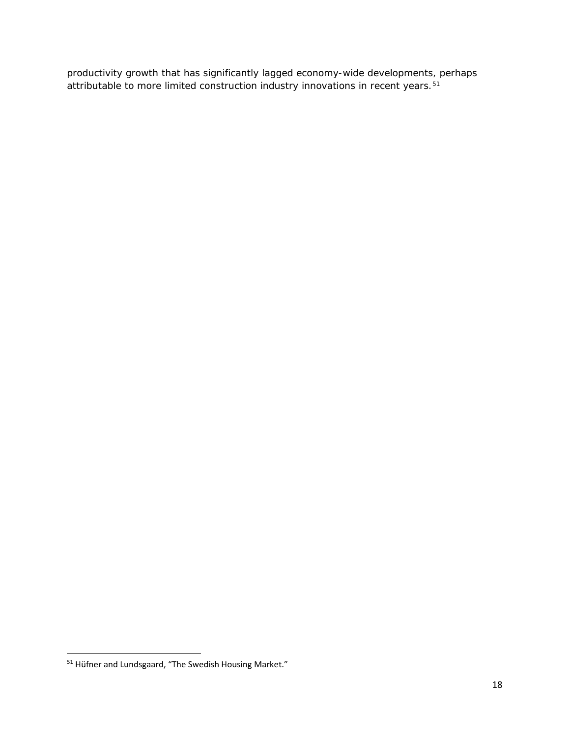productivity growth that has significantly lagged economy-wide developments, perhaps attributable to more limited construction industry innovations in recent years.[51]

[51] Hüfner and Lundsgaard, "The Swedish Housing Market."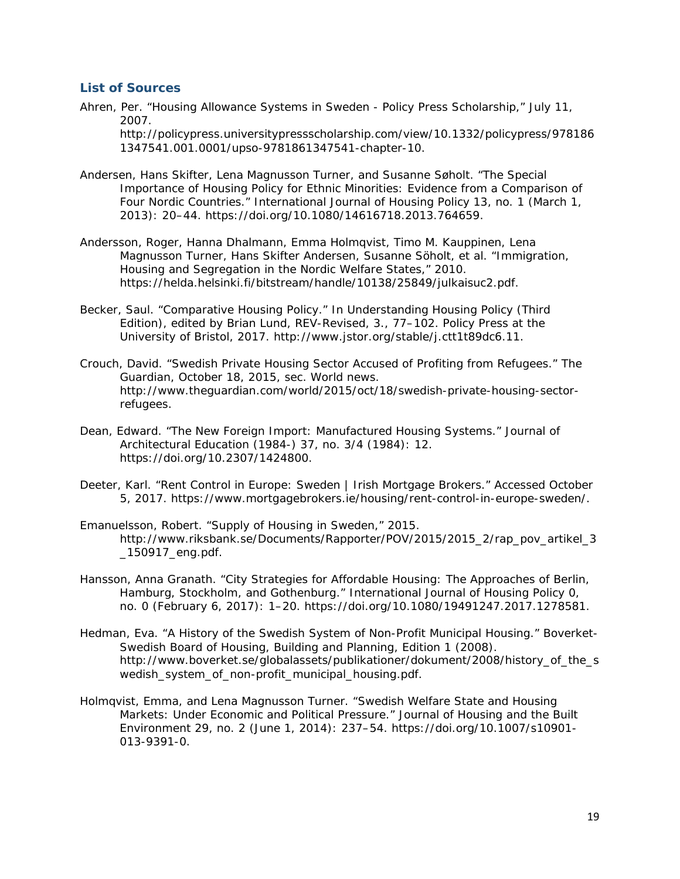## List of Sources

Ahren, Per. “Housing Allowance Systems in Sweden - Policy Press Scholarship,” July 11, 2007. http://policypress.universitypressscholarship.com/view/10.1332/policypress/9781861347541.001.0001/upso-9781861347541-chapter-10.

Andersen, Hans Skifter, Lena Magnusson Turner, and Susanne Søholt. “The Special Importance of Housing Policy for Ethnic Minorities: Evidence from a Comparison of Four Nordic Countries.” International Journal of Housing Policy 13, no. 1 (March 1, 2013): 20–44. https://doi.org/10.1080/14616718.2013.764659.

Andersson, Roger, Hanna Dhalmann, Emma Holmqvist, Timo M. Kauppinen, Lena Magnusson Turner, Hans Skifter Andersen, Susanne Söholt, et al. “Immigration, Housing and Segregation in the Nordic Welfare States,” 2010. https://helda.helsinki.fi/bitstream/handle/10138/25849/julkaisuc2.pdf.

Becker, Saul. “Comparative Housing Policy.” In Understanding Housing Policy (Third Edition), edited by Brian Lund, REV-Revised, 3., 77–102. Policy Press at the University of Bristol, 2017. http://www.jstor.org/stable/j.ctt1t89dc6.11.

Crouch, David. “Swedish Private Housing Sector Accused of Profiting from Refugees.” The Guardian, October 18, 2015, sec. World news. http://www.theguardian.com/world/2015/oct/18/swedish-private-housing-sector-refugees.

Dean, Edward. “The New Foreign Import: Manufactured Housing Systems.” Journal of Architectural Education (1984-) 37, no. 3/4 (1984): 12. https://doi.org/10.2307/1424800.

Deeter, Karl. “Rent Control in Europe: Sweden | Irish Mortgage Brokers.” Accessed October 5, 2017. https://www.mortgagebrokers.ie/housing/rent-control-in-europe-sweden/.

Emanuelsson, Robert. “Supply of Housing in Sweden,” 2015. http://www.riksbank.se/Documents/Rapporter/POV/2015/2015_2/rap_pov_artikel_3_150917_eng.pdf.

Hansson, Anna Granath. “City Strategies for Affordable Housing: The Approaches of Berlin, Hamburg, Stockholm, and Gothenburg.” International Journal of Housing Policy 0, no. 0 (February 6, 2017): 1–20. https://doi.org/10.1080/19491247.2017.1278581.

Hedman, Eva. “A History of the Swedish System of Non-Profit Municipal Housing.” Boverket-Swedish Board of Housing, Building and Planning, Edition 1 (2008). http://www.boverket.se/globalassets/publikationer/dokument/2008/history_of_the_swedish_system_of_non-profit_municipal_housing.pdf.

Holmqvist, Emma, and Lena Magnusson Turner. “Swedish Welfare State and Housing Markets: Under Economic and Political Pressure.” Journal of Housing and the Built Environment 29, no. 2 (June 1, 2014): 237–54. https://doi.org/10.1007/s10901-013-9391-0.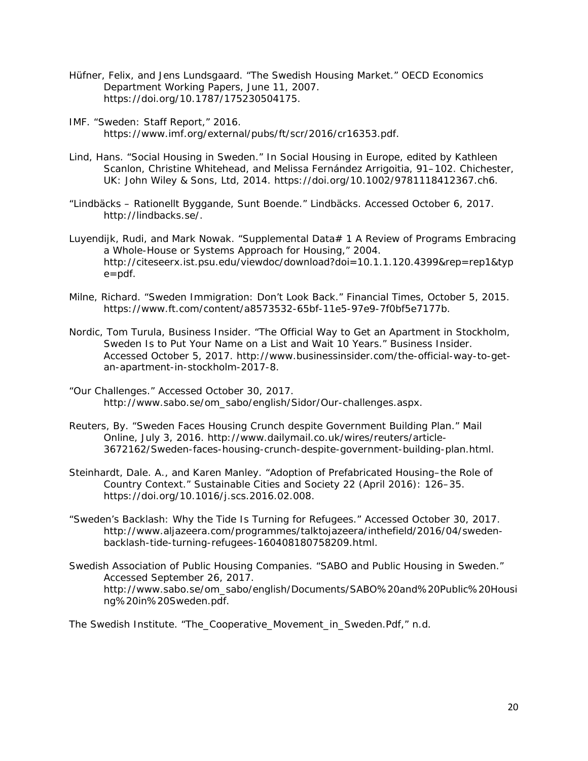Hüfner, Felix, and Jens Lundsgaard. "The Swedish Housing Market." OECD Economics Department Working Papers, June 11, 2007. https://doi.org/10.1787/175230504175.

IMF. "Sweden: Staff Report," 2016. https://www.imf.org/external/pubs/ft/scr/2016/cr16353.pdf.

Lind, Hans. "Social Housing in Sweden." In Social Housing in Europe, edited by Kathleen Scanlon, Christine Whitehead, and Melissa Fernández Arrigoitia, 91–102. Chichester, UK: John Wiley & Sons, Ltd, 2014. https://doi.org/10.1002/9781118412367.ch6.

"Lindbäcks – Rationellt Byggande, Sunt Boende." Lindbäcks. Accessed October 6, 2017. http://lindbacks.se/.

Luyendijk, Rudi, and Mark Nowak. "Supplemental Data# 1 A Review of Programs Embracing a Whole-House or Systems Approach for Housing," 2004. http://citeseerx.ist.psu.edu/viewdoc/download?doi=10.1.1.120.4399&rep=rep1&type=pdf.

Milne, Richard. "Sweden Immigration: Don't Look Back." Financial Times, October 5, 2015. https://www.ft.com/content/a8573532-65bf-11e5-97e9-7f0bf5e7177b.

Nordic, Tom Turula, Business Insider. "The Official Way to Get an Apartment in Stockholm, Sweden Is to Put Your Name on a List and Wait 10 Years." Business Insider. Accessed October 5, 2017. http://www.businessinsider.com/the-official-way-to-get-an-apartment-in-stockholm-2017-8.

"Our Challenges." Accessed October 30, 2017. http://www.sabo.se/om_sabo/english/Sidor/Our-challenges.aspx.

Reuters, By. "Sweden Faces Housing Crunch despite Government Building Plan." Mail Online, July 3, 2016. http://www.dailymail.co.uk/wires/reuters/article-3672162/Sweden-faces-housing-crunch-despite-government-building-plan.html.

Steinhardt, Dale. A., and Karen Manley. "Adoption of Prefabricated Housing–the Role of Country Context." Sustainable Cities and Society 22 (April 2016): 126–35. https://doi.org/10.1016/j.scs.2016.02.008.

"Sweden's Backlash: Why the Tide Is Turning for Refugees." Accessed October 30, 2017. http://www.aljazeera.com/programmes/talktojazeera/inthefield/2016/04/sweden-backlash-tide-turning-refugees-160408180758209.html.

Swedish Association of Public Housing Companies. "SABO and Public Housing in Sweden." Accessed September 26, 2017. http://www.sabo.se/om_sabo/english/Documents/SABO%20and%20Public%20Housing%20in%20Sweden.pdf.

The Swedish Institute. "The_Cooperative_Movement_in_Sweden.Pdf," n.d.